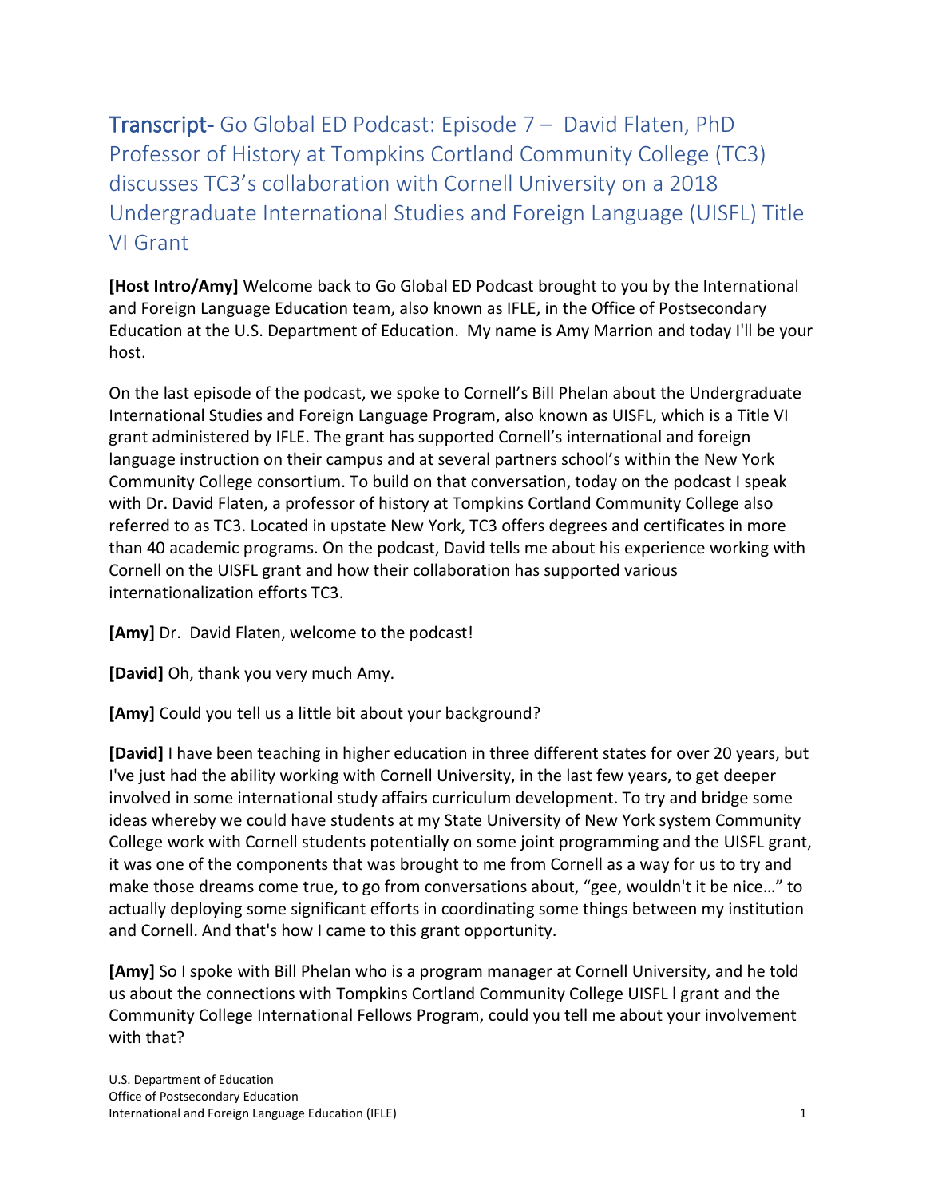# Transcript- Go Global ED Podcast: Episode 7 – David Flaten, PhD Professor of History at Tompkins Cortland Community College (TC3) discusses TC3's collaboration with Cornell University on a 2018 Undergraduate International Studies and Foreign Language (UISFL) Title VI Grant

**[Host Intro/Amy]** Welcome back to Go Global ED Podcast brought to you by the International and Foreign Language Education team, also known as IFLE, in the Office of Postsecondary Education at the U.S. Department of Education. My name is Amy Marrion and today I'll be your host.

On the last episode of the podcast, we spoke to Cornell's Bill Phelan about the Undergraduate International Studies and Foreign Language Program, also known as UISFL, which is a Title VI grant administered by IFLE. The grant has supported Cornell's international and foreign language instruction on their campus and at several partners school's within the New York Community College consortium. To build on that conversation, today on the podcast I speak with Dr. David Flaten, a professor of history at Tompkins Cortland Community College also referred to as TC3. Located in upstate New York, TC3 offers degrees and certificates in more than 40 academic programs. On the podcast, David tells me about his experience working with Cornell on the UISFL grant and how their collaboration has supported various internationalization efforts TC3.

**[Amy]** Dr. David Flaten, welcome to the podcast!

**[David]** Oh, thank you very much Amy.

**[Amy]** Could you tell us a little bit about your background?

**[David]** I have been teaching in higher education in three different states for over 20 years, but I've just had the ability working with Cornell University, in the last few years, to get deeper involved in some international study affairs curriculum development. To try and bridge some ideas whereby we could have students at my State University of New York system Community College work with Cornell students potentially on some joint programming and the UISFL grant, it was one of the components that was brought to me from Cornell as a way for us to try and make those dreams come true, to go from conversations about, "gee, wouldn't it be nice…" to actually deploying some significant efforts in coordinating some things between my institution and Cornell. And that's how I came to this grant opportunity.

**[Amy]** So I spoke with Bill Phelan who is a program manager at Cornell University, and he told us about the connections with Tompkins Cortland Community College UISFL l grant and the Community College International Fellows Program, could you tell me about your involvement with that?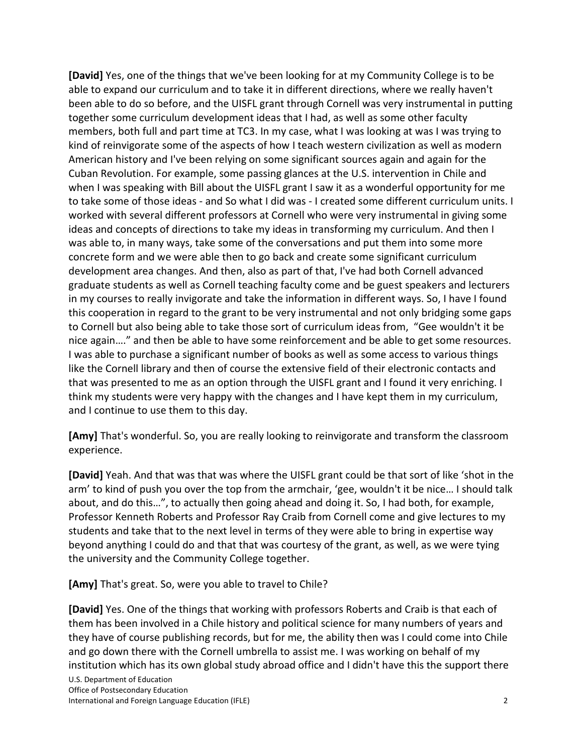**[David]** Yes, one of the things that we've been looking for at my Community College is to be able to expand our curriculum and to take it in different directions, where we really haven't been able to do so before, and the UISFL grant through Cornell was very instrumental in putting together some curriculum development ideas that I had, as well as some other faculty members, both full and part time at TC3. In my case, what I was looking at was I was trying to kind of reinvigorate some of the aspects of how I teach western civilization as well as modern American history and I've been relying on some significant sources again and again for the Cuban Revolution. For example, some passing glances at the U.S. intervention in Chile and when I was speaking with Bill about the UISFL grant I saw it as a wonderful opportunity for me to take some of those ideas - and So what I did was - I created some different curriculum units. I worked with several different professors at Cornell who were very instrumental in giving some ideas and concepts of directions to take my ideas in transforming my curriculum. And then I was able to, in many ways, take some of the conversations and put them into some more concrete form and we were able then to go back and create some significant curriculum development area changes. And then, also as part of that, I've had both Cornell advanced graduate students as well as Cornell teaching faculty come and be guest speakers and lecturers in my courses to really invigorate and take the information in different ways. So, I have I found this cooperation in regard to the grant to be very instrumental and not only bridging some gaps to Cornell but also being able to take those sort of curriculum ideas from, "Gee wouldn't it be nice again…." and then be able to have some reinforcement and be able to get some resources. I was able to purchase a significant number of books as well as some access to various things like the Cornell library and then of course the extensive field of their electronic contacts and that was presented to me as an option through the UISFL grant and I found it very enriching. I think my students were very happy with the changes and I have kept them in my curriculum, and I continue to use them to this day.

**[Amy]** That's wonderful. So, you are really looking to reinvigorate and transform the classroom experience.

**[David]** Yeah. And that was that was where the UISFL grant could be that sort of like 'shot in the arm' to kind of push you over the top from the armchair, 'gee, wouldn't it be nice… I should talk about, and do this…", to actually then going ahead and doing it. So, I had both, for example, Professor Kenneth Roberts and Professor Ray Craib from Cornell come and give lectures to my students and take that to the next level in terms of they were able to bring in expertise way beyond anything I could do and that that was courtesy of the grant, as well, as we were tying the university and the Community College together.

**[Amy]** That's great. So, were you able to travel to Chile?

**[David]** Yes. One of the things that working with professors Roberts and Craib is that each of them has been involved in a Chile history and political science for many numbers of years and they have of course publishing records, but for me, the ability then was I could come into Chile and go down there with the Cornell umbrella to assist me. I was working on behalf of my institution which has its own global study abroad office and I didn't have this the support there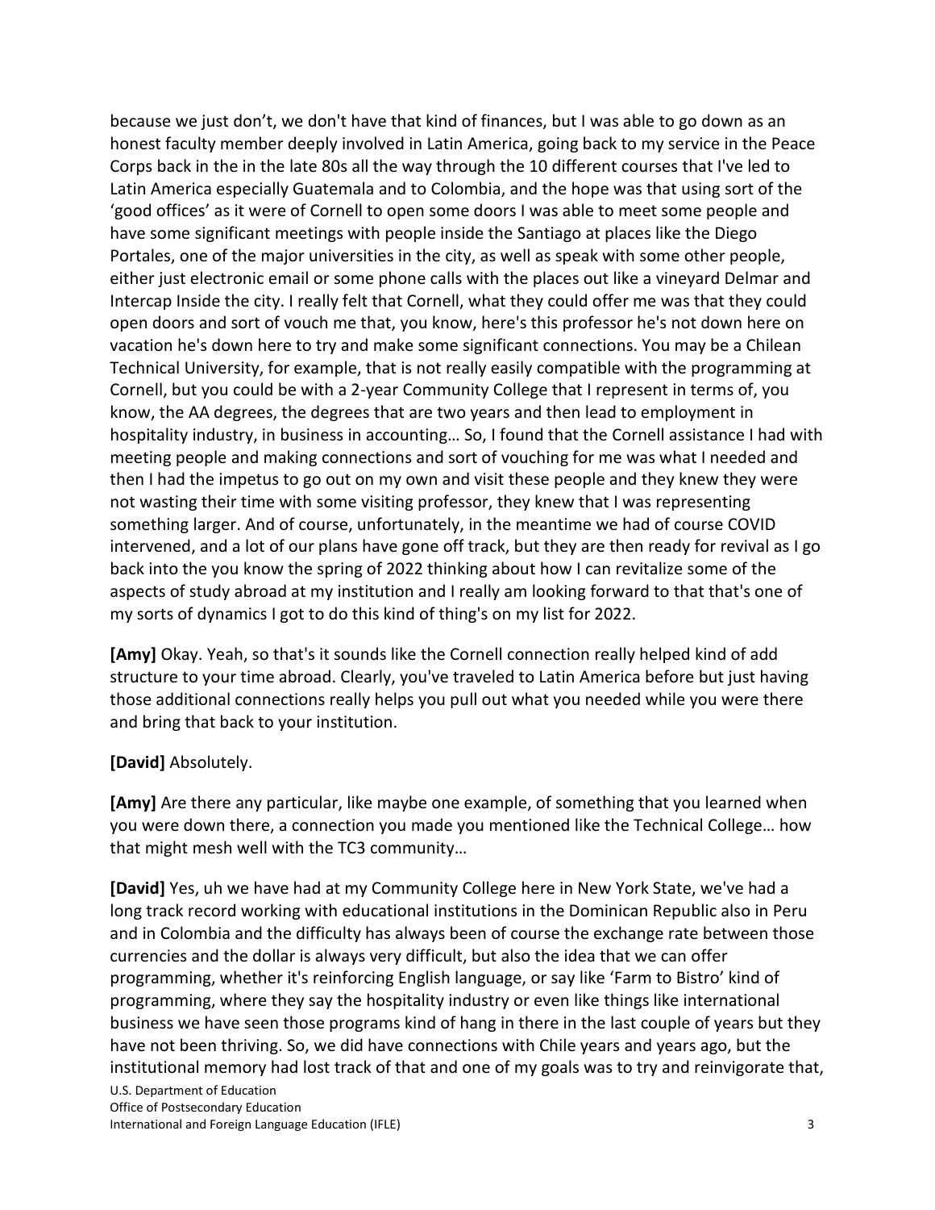because we just don't, we don't have that kind of finances, but I was able to go down as an honest faculty member deeply involved in Latin America, going back to my service in the Peace Corps back in the in the late 80s all the way through the 10 different courses that I've led to Latin America especially Guatemala and to Colombia, and the hope was that using sort of the 'good offices' as it were of Cornell to open some doors I was able to meet some people and have some significant meetings with people inside the Santiago at places like the Diego Portales, one of the major universities in the city, as well as speak with some other people, either just electronic email or some phone calls with the places out like a vineyard Delmar and Intercap Inside the city. I really felt that Cornell, what they could offer me was that they could open doors and sort of vouch me that, you know, here's this professor he's not down here on vacation he's down here to try and make some significant connections. You may be a Chilean Technical University, for example, that is not really easily compatible with the programming at Cornell, but you could be with a 2-year Community College that I represent in terms of, you know, the AA degrees, the degrees that are two years and then lead to employment in hospitality industry, in business in accounting… So, I found that the Cornell assistance I had with meeting people and making connections and sort of vouching for me was what I needed and then I had the impetus to go out on my own and visit these people and they knew they were not wasting their time with some visiting professor, they knew that I was representing something larger. And of course, unfortunately, in the meantime we had of course COVID intervened, and a lot of our plans have gone off track, but they are then ready for revival as I go back into the you know the spring of 2022 thinking about how I can revitalize some of the aspects of study abroad at my institution and I really am looking forward to that that's one of my sorts of dynamics I got to do this kind of thing's on my list for 2022.

**[Amy]** Okay. Yeah, so that's it sounds like the Cornell connection really helped kind of add structure to your time abroad. Clearly, you've traveled to Latin America before but just having those additional connections really helps you pull out what you needed while you were there and bring that back to your institution.

**[David]** Absolutely.

**[Amy]** Are there any particular, like maybe one example, of something that you learned when you were down there, a connection you made you mentioned like the Technical College… how that might mesh well with the TC3 community…

**[David]** Yes, uh we have had at my Community College here in New York State, we've had a long track record working with educational institutions in the Dominican Republic also in Peru and in Colombia and the difficulty has always been of course the exchange rate between those currencies and the dollar is always very difficult, but also the idea that we can offer programming, whether it's reinforcing English language, or say like 'Farm to Bistro' kind of programming, where they say the hospitality industry or even like things like international business we have seen those programs kind of hang in there in the last couple of years but they have not been thriving. So, we did have connections with Chile years and years ago, but the institutional memory had lost track of that and one of my goals was to try and reinvigorate that,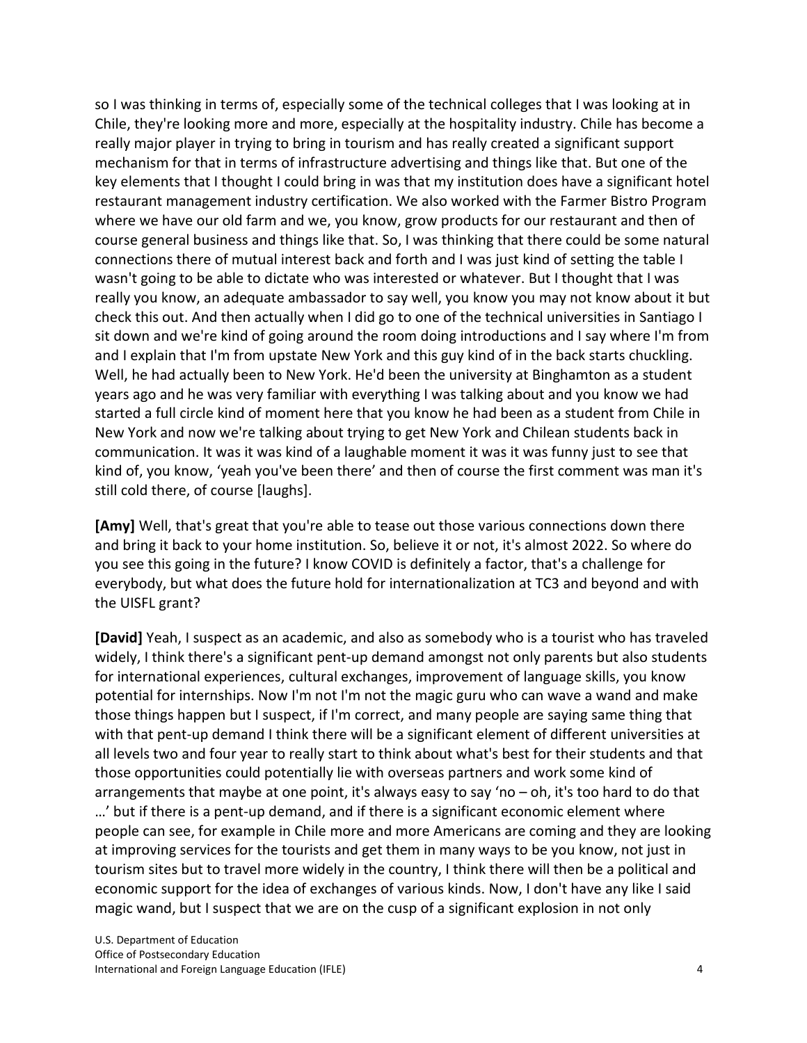so I was thinking in terms of, especially some of the technical colleges that I was looking at in Chile, they're looking more and more, especially at the hospitality industry. Chile has become a really major player in trying to bring in tourism and has really created a significant support mechanism for that in terms of infrastructure advertising and things like that. But one of the key elements that I thought I could bring in was that my institution does have a significant hotel restaurant management industry certification. We also worked with the Farmer Bistro Program where we have our old farm and we, you know, grow products for our restaurant and then of course general business and things like that. So, I was thinking that there could be some natural connections there of mutual interest back and forth and I was just kind of setting the table I wasn't going to be able to dictate who was interested or whatever. But I thought that I was really you know, an adequate ambassador to say well, you know you may not know about it but check this out. And then actually when I did go to one of the technical universities in Santiago I sit down and we're kind of going around the room doing introductions and I say where I'm from and I explain that I'm from upstate New York and this guy kind of in the back starts chuckling. Well, he had actually been to New York. He'd been the university at Binghamton as a student years ago and he was very familiar with everything I was talking about and you know we had started a full circle kind of moment here that you know he had been as a student from Chile in New York and now we're talking about trying to get New York and Chilean students back in communication. It was it was kind of a laughable moment it was it was funny just to see that kind of, you know, 'yeah you've been there' and then of course the first comment was man it's still cold there, of course [laughs].

**[Amy]** Well, that's great that you're able to tease out those various connections down there and bring it back to your home institution. So, believe it or not, it's almost 2022. So where do you see this going in the future? I know COVID is definitely a factor, that's a challenge for everybody, but what does the future hold for internationalization at TC3 and beyond and with the UISFL grant?

**[David]** Yeah, I suspect as an academic, and also as somebody who is a tourist who has traveled widely, I think there's a significant pent-up demand amongst not only parents but also students for international experiences, cultural exchanges, improvement of language skills, you know potential for internships. Now I'm not I'm not the magic guru who can wave a wand and make those things happen but I suspect, if I'm correct, and many people are saying same thing that with that pent-up demand I think there will be a significant element of different universities at all levels two and four year to really start to think about what's best for their students and that those opportunities could potentially lie with overseas partners and work some kind of arrangements that maybe at one point, it's always easy to say 'no – oh, it's too hard to do that …' but if there is a pent-up demand, and if there is a significant economic element where people can see, for example in Chile more and more Americans are coming and they are looking at improving services for the tourists and get them in many ways to be you know, not just in tourism sites but to travel more widely in the country, I think there will then be a political and economic support for the idea of exchanges of various kinds. Now, I don't have any like I said magic wand, but I suspect that we are on the cusp of a significant explosion in not only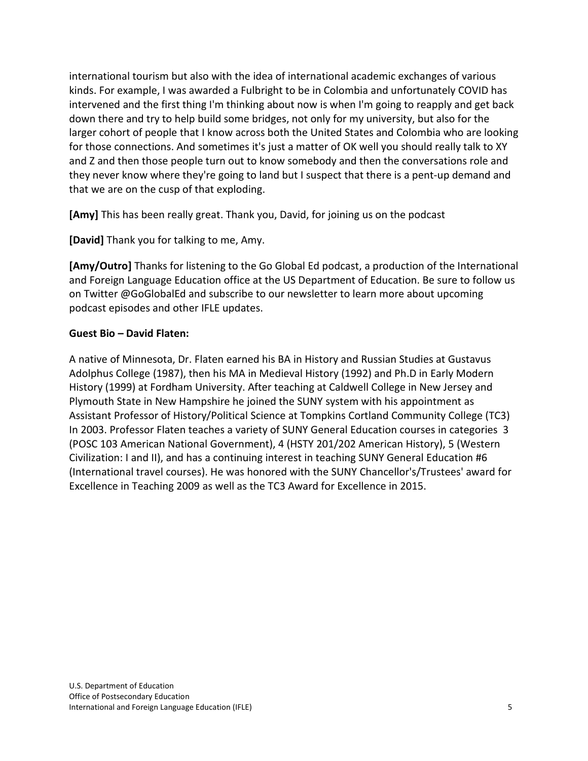international tourism but also with the idea of international academic exchanges of various kinds. For example, I was awarded a Fulbright to be in Colombia and unfortunately COVID has intervened and the first thing I'm thinking about now is when I'm going to reapply and get back down there and try to help build some bridges, not only for my university, but also for the larger cohort of people that I know across both the United States and Colombia who are looking for those connections. And sometimes it's just a matter of OK well you should really talk to XY and Z and then those people turn out to know somebody and then the conversations role and they never know where they're going to land but I suspect that there is a pent-up demand and that we are on the cusp of that exploding.

**[Amy]** This has been really great. Thank you, David, for joining us on the podcast

**[David]** Thank you for talking to me, Amy.

**[Amy/Outro]** Thanks for listening to the Go Global Ed podcast, a production of the International and Foreign Language Education office at the US Department of Education. Be sure to follow us on Twitter @GoGlobalEd and subscribe to our newsletter to learn more about upcoming podcast episodes and other IFLE updates.

**Guest Bio – David Flaten:**

A native of Minnesota, Dr. Flaten earned his BA in History and Russian Studies at Gustavus Adolphus College (1987), then his MA in Medieval History (1992) and Ph.D in Early Modern History (1999) at Fordham University. After teaching at Caldwell College in New Jersey and Plymouth State in New Hampshire he joined the SUNY system with his appointment as Assistant Professor of History/Political Science at Tompkins Cortland Community College (TC3) In 2003. Professor Flaten teaches a variety of SUNY General Education courses in categories 3 (POSC 103 American National Government), 4 (HSTY 201/202 American History), 5 (Western Civilization: I and II), and has a continuing interest in teaching SUNY General Education #6 (International travel courses). He was honored with the SUNY Chancellor's/Trustees' award for Excellence in Teaching 2009 as well as the TC3 Award for Excellence in 2015.